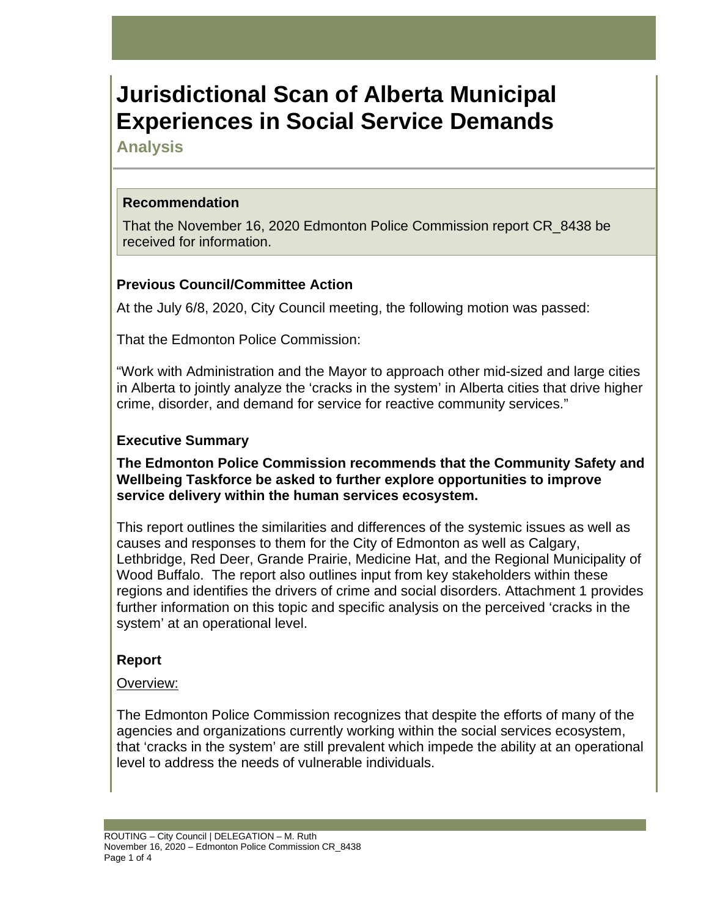# Jurisdictional Scan of Alberta Municipal Experiences in Social Service Demands

## Analysis

### Recommendation

That the November 16, 2020 Edmonton Police Commission report CR_8438 be received for information.

### Previous Council/Committee Action

At the July 6/8, 2020, City Council meeting, the following motion was passed:

That the Edmonton Police Commission:

"Work with Administration and the Mayor to approach other mid-sized and large cities in Alberta to jointly analyze the 'cracks in the system' in Alberta cities that drive higher crime, disorder, and demand for service for reactive community services."

### Executive Summary

**The Edmonton Police Commission recommends that the Community Safety and Wellbeing Taskforce be asked to further explore opportunities to improve service delivery within the human services ecosystem.**

This report outlines the similarities and differences of the systemic issues as well as causes and responses to them for the City of Edmonton as well as Calgary, Lethbridge, Red Deer, Grande Prairie, Medicine Hat, and the Regional Municipality of Wood Buffalo. The report also outlines input from key stakeholders within these regions and identifies the drivers of crime and social disorders. Attachment 1 provides further information on this topic and specific analysis on the perceived 'cracks in the system' at an operational level.

### Report

Overview:

The Edmonton Police Commission recognizes that despite the efforts of many of the agencies and organizations currently working within the social services ecosystem, that 'cracks in the system' are still prevalent which impede the ability at an operational level to address the needs of vulnerable individuals.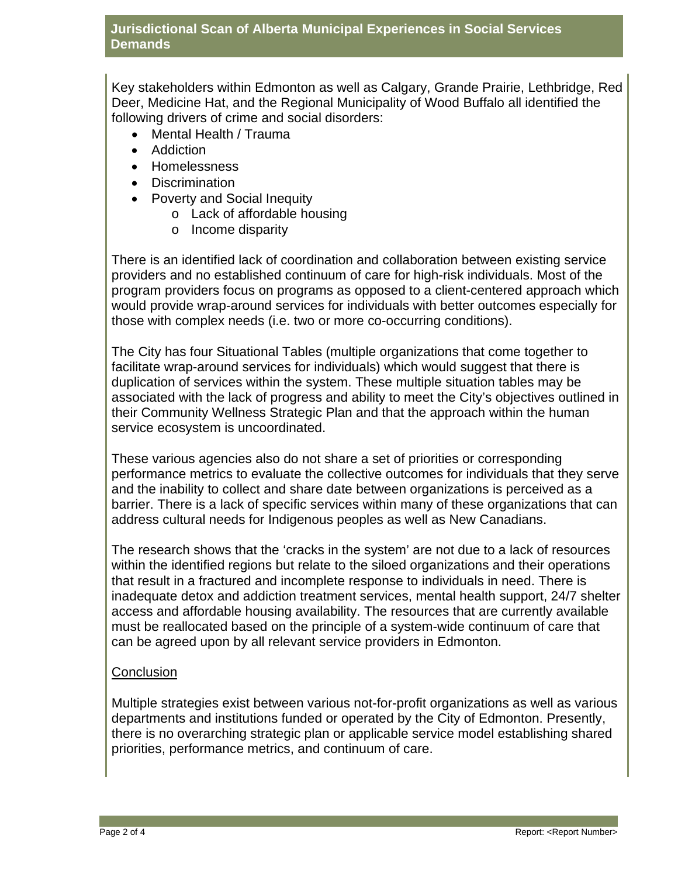## Jurisdictional Scan of Alberta Municipal Experiences in Social Services Demands

Key stakeholders within Edmonton as well as Calgary, Grande Prairie, Lethbridge, Red Deer, Medicine Hat, and the Regional Municipality of Wood Buffalo all identified the following drivers of crime and social disorders:

- Mental Health / Trauma
- Addiction
- Homelessness
- Discrimination
- Poverty and Social Inequity
  - Lack of affordable housing
  - Income disparity

There is an identified lack of coordination and collaboration between existing service providers and no established continuum of care for high-risk individuals. Most of the program providers focus on programs as opposed to a client-centered approach which would provide wrap-around services for individuals with better outcomes especially for those with complex needs (i.e. two or more co-occurring conditions).

The City has four Situational Tables (multiple organizations that come together to facilitate wrap-around services for individuals) which would suggest that there is duplication of services within the system. These multiple situation tables may be associated with the lack of progress and ability to meet the City's objectives outlined in their Community Wellness Strategic Plan and that the approach within the human service ecosystem is uncoordinated.

These various agencies also do not share a set of priorities or corresponding performance metrics to evaluate the collective outcomes for individuals that they serve and the inability to collect and share date between organizations is perceived as a barrier. There is a lack of specific services within many of these organizations that can address cultural needs for Indigenous peoples as well as New Canadians.

The research shows that the 'cracks in the system' are not due to a lack of resources within the identified regions but relate to the siloed organizations and their operations that result in a fractured and incomplete response to individuals in need. There is inadequate detox and addiction treatment services, mental health support, 24/7 shelter access and affordable housing availability. The resources that are currently available must be reallocated based on the principle of a system-wide continuum of care that can be agreed upon by all relevant service providers in Edmonton.

<u>Conclusion</u>

Multiple strategies exist between various not-for-profit organizations as well as various departments and institutions funded or operated by the City of Edmonton. Presently, there is no overarching strategic plan or applicable service model establishing shared priorities, performance metrics, and continuum of care.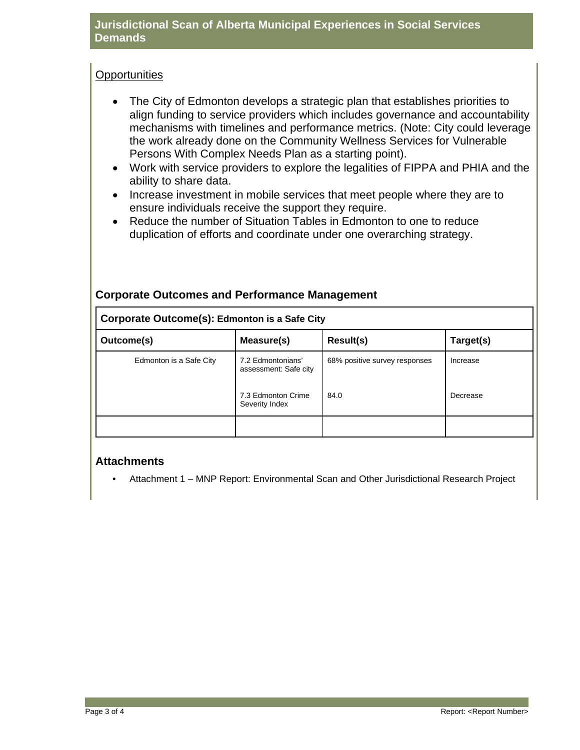Opportunities

- The City of Edmonton develops a strategic plan that establishes priorities to align funding to service providers which includes governance and accountability mechanisms with timelines and performance metrics. (Note: City could leverage the work already done on the Community Wellness Services for Vulnerable Persons With Complex Needs Plan as a starting point).
- Work with service providers to explore the legalities of FIPPA and PHIA and the ability to share data.
- Increase investment in mobile services that meet people where they are to ensure individuals receive the support they require.
- Reduce the number of Situation Tables in Edmonton to one to reduce duplication of efforts and coordinate under one overarching strategy.

## Corporate Outcomes and Performance Management

| **Corporate Outcome(s): Edmonton is a Safe City** | | | |
|---|---|---|---|
| **Outcome(s)** | **Measure(s)** | **Result(s)** | **Target(s)** |
| Edmonton is a Safe City | 7.2 Edmontonians' assessment: Safe city | 68% positive survey responses | Increase |
| | 7.3 Edmonton Crime Severity Index | 84.0 | Decrease |
| | | | |

## Attachments

- Attachment 1 – MNP Report: Environmental Scan and Other Jurisdictional Research Project